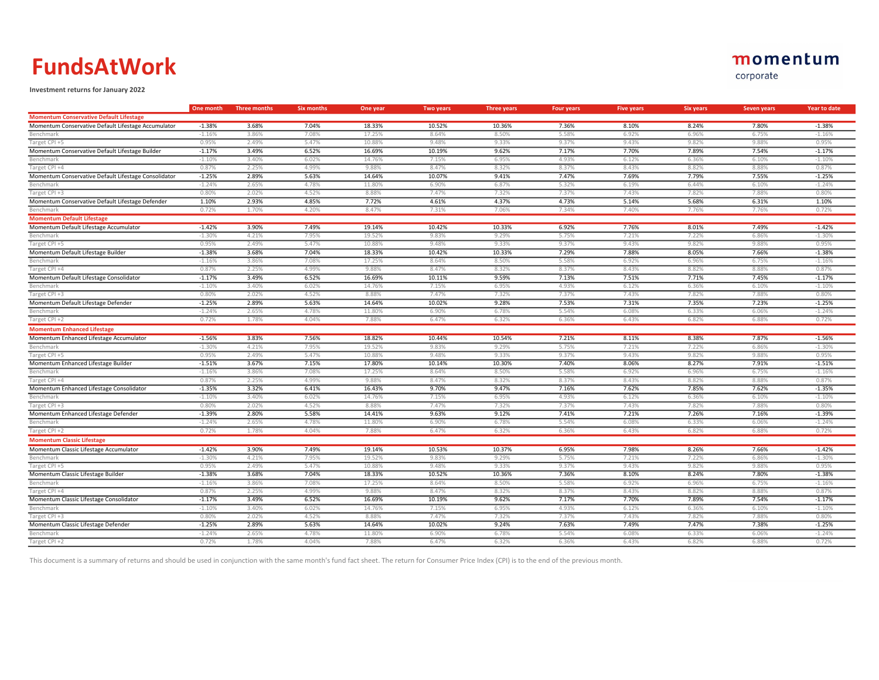# FundsAtWork

momentum corporate

**Investment returns for January 2022**

| | One month | Three months | Six months | One year | Two years | Three years | Four years | Five years | Six years | Seven years | Year to date |
|---|---|---|---|---|---|---|---|---|---|---|---|
| **Momentum Conservative Default Lifestage** | | | | | | | | | | | |
| Momentum Conservative Default Lifestage Accumulator | -1.38% | 3.68% | 7.04% | 18.33% | 10.52% | 10.36% | 7.36% | 8.10% | 8.24% | 7.80% | -1.38% |
| Benchmark | -1.16% | 3.86% | 7.08% | 17.25% | 8.64% | 8.50% | 5.58% | 6.92% | 6.96% | 6.75% | -1.16% |
| Target CPI +5 | 0.95% | 2.49% | 5.47% | 10.88% | 9.48% | 9.33% | 9.37% | 9.43% | 9.82% | 9.88% | 0.95% |
| Momentum Conservative Default Lifestage Builder | -1.17% | 3.49% | 6.52% | 16.69% | 10.19% | 9.62% | 7.17% | 7.70% | 7.89% | 7.54% | -1.17% |
| Benchmark | -1.10% | 3.40% | 6.02% | 14.76% | 7.15% | 6.95% | 4.93% | 6.12% | 6.36% | 6.10% | -1.10% |
| Target CPI +4 | 0.87% | 2.25% | 4.99% | 9.88% | 8.47% | 8.32% | 8.37% | 8.43% | 8.82% | 8.88% | 0.87% |
| Momentum Conservative Default Lifestage Consolidator | -1.25% | 2.89% | 5.63% | 14.64% | 10.07% | 9.41% | 7.47% | 7.69% | 7.79% | 7.55% | -1.25% |
| Benchmark | -1.24% | 2.65% | 4.78% | 11.80% | 6.90% | 6.87% | 5.32% | 6.19% | 6.44% | 6.10% | -1.24% |
| Target CPI +3 | 0.80% | 2.02% | 4.52% | 8.88% | 7.47% | 7.32% | 7.37% | 7.43% | 7.82% | 7.88% | 0.80% |
| Momentum Conservative Default Lifestage Defender | 1.10% | 2.93% | 4.85% | 7.72% | 4.61% | 4.37% | 4.73% | 5.14% | 5.68% | 6.31% | 1.10% |
| Benchmark | 0.72% | 1.70% | 4.20% | 8.47% | 7.31% | 7.06% | 7.34% | 7.40% | 7.76% | 7.76% | 0.72% |
| **Momentum Default Lifestage** | | | | | | | | | | | |
| Momentum Default Lifestage Accumulator | -1.42% | 3.90% | 7.49% | 19.14% | 10.42% | 10.33% | 6.92% | 7.76% | 8.01% | 7.49% | -1.42% |
| Benchmark | -1.30% | 4.21% | 7.95% | 19.52% | 9.83% | 9.29% | 5.75% | 7.21% | 7.22% | 6.86% | -1.30% |
| Target CPI +5 | 0.95% | 2.49% | 5.47% | 10.88% | 9.48% | 9.33% | 9.37% | 9.43% | 9.82% | 9.88% | 0.95% |
| Momentum Default Lifestage Builder | -1.38% | 3.68% | 7.04% | 18.33% | 10.42% | 10.33% | 7.29% | 7.88% | 8.05% | 7.66% | -1.38% |
| Benchmark | -1.16% | 3.86% | 7.08% | 17.25% | 8.64% | 8.50% | 5.58% | 6.92% | 6.96% | 6.75% | -1.16% |
| Target CPI +4 | 0.87% | 2.25% | 4.99% | 9.88% | 8.47% | 8.32% | 8.37% | 8.43% | 8.82% | 8.88% | 0.87% |
| Momentum Default Lifestage Consolidator | -1.17% | 3.49% | 6.52% | 16.69% | 10.11% | 9.59% | 7.13% | 7.51% | 7.71% | 7.45% | -1.17% |
| Benchmark | -1.10% | 3.40% | 6.02% | 14.76% | 7.15% | 6.95% | 4.93% | 6.12% | 6.36% | 6.10% | -1.10% |
| Target CPI +3 | 0.80% | 2.02% | 4.52% | 8.88% | 7.47% | 7.32% | 7.37% | 7.43% | 7.82% | 7.88% | 0.80% |
| Momentum Default Lifestage Defender | -1.25% | 2.89% | 5.63% | 14.64% | 10.02% | 9.28% | 7.53% | 7.31% | 7.35% | 7.23% | -1.25% |
| Benchmark | -1.24% | 2.65% | 4.78% | 11.80% | 6.90% | 6.78% | 5.54% | 6.08% | 6.33% | 6.06% | -1.24% |
| Target CPI +2 | 0.72% | 1.78% | 4.04% | 7.88% | 6.47% | 6.32% | 6.36% | 6.43% | 6.82% | 6.88% | 0.72% |
| **Momentum Enhanced Lifestage** | | | | | | | | | | | |
| Momentum Enhanced Lifestage Accumulator | -1.56% | 3.83% | 7.56% | 18.82% | 10.44% | 10.54% | 7.21% | 8.11% | 8.38% | 7.87% | -1.56% |
| Benchmark | -1.30% | 4.21% | 7.95% | 19.52% | 9.83% | 9.29% | 5.75% | 7.21% | 7.22% | 6.86% | -1.30% |
| Target CPI +5 | 0.95% | 2.49% | 5.47% | 10.88% | 9.48% | 9.33% | 9.37% | 9.43% | 9.82% | 9.88% | 0.95% |
| Momentum Enhanced Lifestage Builder | -1.51% | 3.67% | 7.15% | 17.80% | 10.14% | 10.30% | 7.40% | 8.06% | 8.27% | 7.91% | -1.51% |
| Benchmark | -1.16% | 3.86% | 7.08% | 17.25% | 8.64% | 8.50% | 5.58% | 6.92% | 6.96% | 6.75% | -1.16% |
| Target CPI +4 | 0.87% | 2.25% | 4.99% | 9.88% | 8.47% | 8.32% | 8.37% | 8.43% | 8.82% | 8.88% | 0.87% |
| Momentum Enhanced Lifestage Consolidator | -1.35% | 3.32% | 6.41% | 16.43% | 9.70% | 9.47% | 7.16% | 7.62% | 7.85% | 7.62% | -1.35% |
| Benchmark | -1.10% | 3.40% | 6.02% | 14.76% | 7.15% | 6.95% | 4.93% | 6.12% | 6.36% | 6.10% | -1.10% |
| Target CPI +3 | 0.80% | 2.02% | 4.52% | 8.88% | 7.47% | 7.32% | 7.37% | 7.43% | 7.82% | 7.88% | 0.80% |
| Momentum Enhanced Lifestage Defender | -1.39% | 2.80% | 5.58% | 14.41% | 9.63% | 9.12% | 7.41% | 7.21% | 7.26% | 7.16% | -1.39% |
| Benchmark | -1.24% | 2.65% | 4.78% | 11.80% | 6.90% | 6.78% | 5.54% | 6.08% | 6.33% | 6.06% | -1.24% |
| Target CPI +2 | 0.72% | 1.78% | 4.04% | 7.88% | 6.47% | 6.32% | 6.36% | 6.43% | 6.82% | 6.88% | 0.72% |
| **Momentum Classic Lifestage** | | | | | | | | | | | |
| Momentum Classic Lifestage Accumulator | -1.42% | 3.90% | 7.49% | 19.14% | 10.53% | 10.37% | 6.95% | 7.98% | 8.26% | 7.66% | -1.42% |
| Benchmark | -1.30% | 4.21% | 7.95% | 19.52% | 9.83% | 9.29% | 5.75% | 7.21% | 7.22% | 6.86% | -1.30% |
| Target CPI +5 | 0.95% | 2.49% | 5.47% | 10.88% | 9.48% | 9.33% | 9.37% | 9.43% | 9.82% | 9.88% | 0.95% |
| Momentum Classic Lifestage Builder | -1.38% | 3.68% | 7.04% | 18.33% | 10.52% | 10.36% | 7.36% | 8.10% | 8.24% | 7.80% | -1.38% |
| Benchmark | -1.16% | 3.86% | 7.08% | 17.25% | 8.64% | 8.50% | 5.58% | 6.92% | 6.96% | 6.75% | -1.16% |
| Target CPI +4 | 0.87% | 2.25% | 4.99% | 9.88% | 8.47% | 8.32% | 8.37% | 8.43% | 8.82% | 8.88% | 0.87% |
| Momentum Classic Lifestage Consolidator | -1.17% | 3.49% | 6.52% | 16.69% | 10.19% | 9.62% | 7.17% | 7.70% | 7.89% | 7.54% | -1.17% |
| Benchmark | -1.10% | 3.40% | 6.02% | 14.76% | 7.15% | 6.95% | 4.93% | 6.12% | 6.36% | 6.10% | -1.10% |
| Target CPI +3 | 0.80% | 2.02% | 4.52% | 8.88% | 7.47% | 7.32% | 7.37% | 7.43% | 7.82% | 7.88% | 0.80% |
| Momentum Classic Lifestage Defender | -1.25% | 2.89% | 5.63% | 14.64% | 10.02% | 9.24% | 7.63% | 7.49% | 7.47% | 7.38% | -1.25% |
| Benchmark | -1.24% | 2.65% | 4.78% | 11.80% | 6.90% | 6.78% | 5.54% | 6.08% | 6.33% | 6.06% | -1.24% |
| Target CPI +2 | 0.72% | 1.78% | 4.04% | 7.88% | 6.47% | 6.32% | 6.36% | 6.43% | 6.82% | 6.88% | 0.72% |

This document is a summary of returns and should be used in conjunction with the same month's fund fact sheet. The return for Consumer Price Index (CPI) is to the end of the previous month.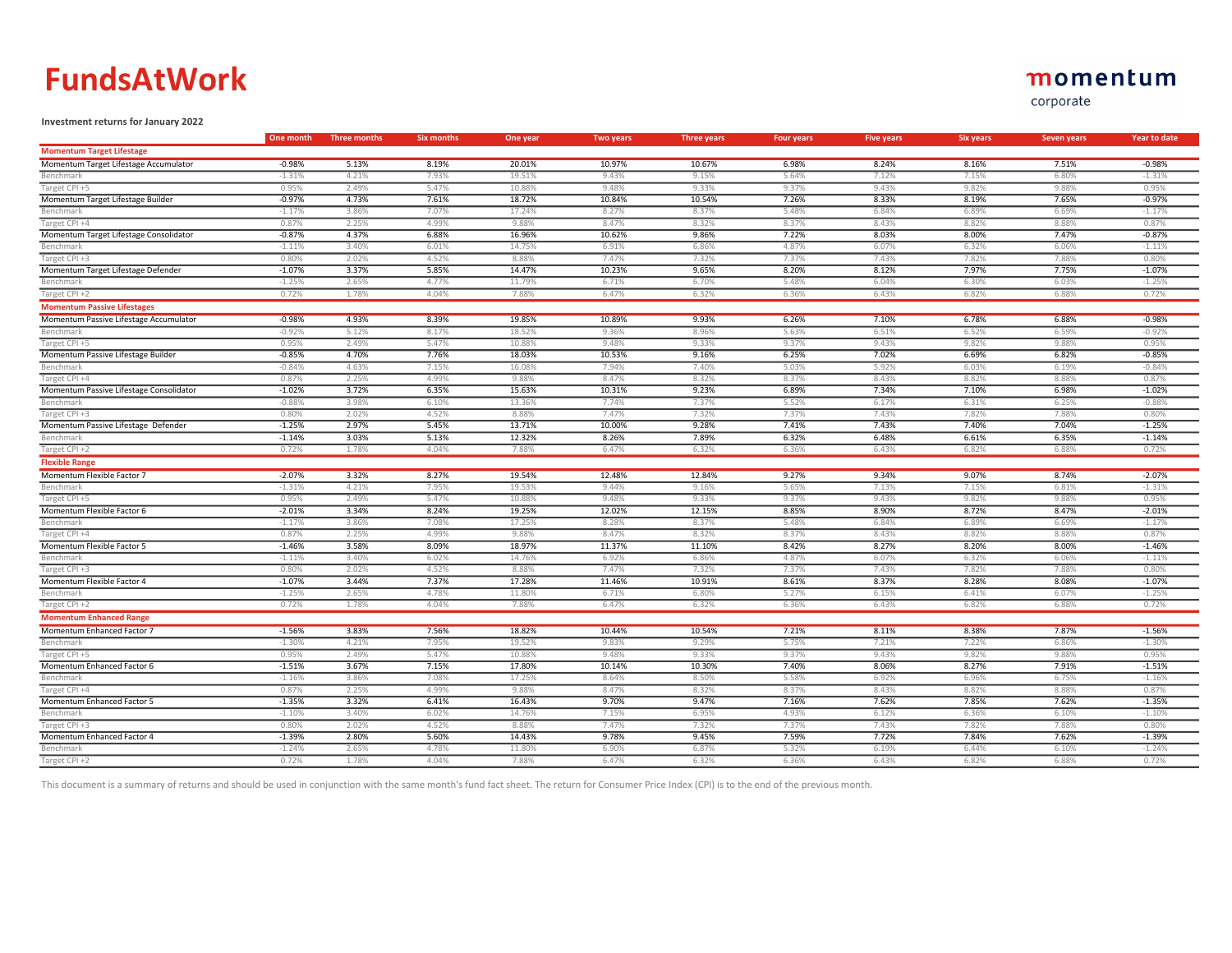# FundsAtWork

momentum corporate

**Investment returns for January 2022**

| | One month | Three months | Six months | One year | Two years | Three years | Four years | Five years | Six years | Seven years | Year to date |
|---|---|---|---|---|---|---|---|---|---|---|---|
| **Momentum Target Lifestage** | | | | | | | | | | | |
| Momentum Target Lifestage Accumulator | -0.98% | 5.13% | 8.19% | 20.01% | 10.97% | 10.67% | 6.98% | 8.24% | 8.16% | 7.51% | -0.98% |
| Benchmark | -1.31% | 4.21% | 7.93% | 19.51% | 9.43% | 9.15% | 5.64% | 7.12% | 7.15% | 6.80% | -1.31% |
| Target CPI +5 | 0.95% | 2.49% | 5.47% | 10.88% | 9.48% | 9.33% | 9.37% | 9.43% | 9.82% | 9.88% | 0.95% |
| Momentum Target Lifestage Builder | -0.97% | 4.73% | 7.61% | 18.72% | 10.84% | 10.54% | 7.26% | 8.33% | 8.19% | 7.65% | -0.97% |
| Benchmark | -1.17% | 3.86% | 7.07% | 17.24% | 8.27% | 8.37% | 5.48% | 6.84% | 6.89% | 6.69% | -1.17% |
| Target CPI +4 | 0.87% | 2.25% | 4.99% | 9.88% | 8.47% | 8.32% | 8.37% | 8.43% | 8.82% | 8.88% | 0.87% |
| Momentum Target Lifestage Consolidator | -0.87% | 4.37% | 6.88% | 16.96% | 10.62% | 9.86% | 7.22% | 8.03% | 8.00% | 7.47% | -0.87% |
| Benchmark | -1.11% | 3.40% | 6.01% | 14.75% | 6.91% | 6.86% | 4.87% | 6.07% | 6.32% | 6.06% | -1.11% |
| Target CPI +3 | 0.80% | 2.02% | 4.52% | 8.88% | 7.47% | 7.32% | 7.37% | 7.43% | 7.82% | 7.88% | 0.80% |
| Momentum Target Lifestage Defender | -1.07% | 3.37% | 5.85% | 14.47% | 10.23% | 9.65% | 8.20% | 8.12% | 7.97% | 7.75% | -1.07% |
| Benchmark | -1.25% | 2.65% | 4.77% | 11.79% | 6.71% | 6.70% | 5.48% | 6.04% | 6.30% | 6.03% | -1.25% |
| Target CPI +2 | 0.72% | 1.78% | 4.04% | 7.88% | 6.47% | 6.32% | 6.36% | 6.43% | 6.82% | 6.88% | 0.72% |
| **Momentum Passive Lifestyles** | | | | | | | | | | | |
| Momentum Passive Lifestyle Accumulator | -0.98% | 4.93% | 8.39% | 19.85% | 10.89% | 9.93% | 6.26% | 7.10% | 6.78% | 6.88% | -0.98% |
| Benchmark | -0.92% | 5.12% | 8.17% | 18.52% | 9.36% | 8.96% | 5.63% | 6.51% | 6.52% | 6.59% | -0.92% |
| Target CPI +5 | 0.95% | 2.49% | 5.47% | 10.88% | 9.48% | 9.33% | 9.37% | 9.43% | 9.82% | 9.88% | 0.95% |
| Momentum Passive Lifestyle Builder | -0.85% | 4.70% | 7.76% | 18.03% | 10.53% | 9.16% | 6.25% | 7.02% | 6.69% | 6.82% | -0.85% |
| Benchmark | -0.84% | 4.63% | 7.15% | 16.08% | 7.94% | 7.40% | 5.03% | 5.92% | 6.03% | 6.19% | -0.84% |
| Target CPI +4 | 0.87% | 2.25% | 4.99% | 9.88% | 8.47% | 8.32% | 8.37% | 8.43% | 8.82% | 8.88% | 0.87% |
| Momentum Passive Lifestyle Consolidator | -1.02% | 3.72% | 6.35% | 15.63% | 10.31% | 9.23% | 6.89% | 7.34% | 7.10% | 6.98% | -1.02% |
| Benchmark | -0.88% | 3.98% | 6.10% | 13.36% | 7.74% | 7.37% | 5.52% | 6.17% | 6.31% | 6.25% | -0.88% |
| Target CPI +3 | 0.80% | 2.02% | 4.52% | 8.88% | 7.47% | 7.32% | 7.37% | 7.43% | 7.82% | 7.88% | 0.80% |
| Momentum Passive Lifestyle Defender | -1.25% | 2.97% | 5.45% | 13.71% | 10.00% | 9.28% | 7.41% | 7.43% | 7.40% | 7.04% | -1.25% |
| Benchmark | -1.14% | 3.03% | 5.13% | 12.32% | 8.26% | 7.89% | 6.32% | 6.48% | 6.61% | 6.35% | -1.14% |
| Target CPI +2 | 0.72% | 1.78% | 4.04% | 7.88% | 6.47% | 6.32% | 6.36% | 6.43% | 6.82% | 6.88% | 0.72% |
| **Flexible Range** | | | | | | | | | | | |
| Momentum Flexible Factor 7 | -2.07% | 3.32% | 8.27% | 19.54% | 12.48% | 12.84% | 9.27% | 9.34% | 9.07% | 8.74% | -2.07% |
| Benchmark | -1.31% | 4.21% | 7.95% | 19.53% | 9.44% | 9.16% | 5.65% | 7.13% | 7.15% | 6.81% | -1.31% |
| Target CPI +5 | 0.95% | 2.49% | 5.47% | 10.88% | 9.48% | 9.33% | 9.37% | 9.43% | 9.82% | 9.88% | 0.95% |
| Momentum Flexible Factor 6 | -2.01% | 3.34% | 8.24% | 19.25% | 12.02% | 12.15% | 8.85% | 8.90% | 8.72% | 8.47% | -2.01% |
| Benchmark | -1.17% | 3.86% | 7.08% | 17.25% | 8.28% | 8.37% | 5.48% | 6.84% | 6.89% | 6.69% | -1.17% |
| Target CPI +4 | 0.87% | 2.25% | 4.99% | 9.88% | 8.47% | 8.32% | 8.37% | 8.43% | 8.82% | 8.88% | 0.87% |
| Momentum Flexible Factor 5 | -1.46% | 3.58% | 8.09% | 18.97% | 11.37% | 11.10% | 8.42% | 8.27% | 8.20% | 8.00% | -1.46% |
| Benchmark | -1.11% | 3.40% | 6.02% | 14.76% | 6.92% | 6.86% | 4.87% | 6.07% | 6.32% | 6.06% | -1.11% |
| Target CPI +3 | 0.80% | 2.02% | 4.52% | 8.88% | 7.47% | 7.32% | 7.37% | 7.43% | 7.82% | 7.88% | 0.80% |
| Momentum Flexible Factor 4 | -1.07% | 3.44% | 7.37% | 17.28% | 11.46% | 10.91% | 8.61% | 8.37% | 8.28% | 8.08% | -1.07% |
| Benchmark | -1.25% | 2.65% | 4.78% | 11.80% | 6.71% | 6.80% | 5.27% | 6.15% | 6.41% | 6.07% | -1.25% |
| Target CPI +2 | 0.72% | 1.78% | 4.04% | 7.88% | 6.47% | 6.32% | 6.36% | 6.43% | 6.82% | 6.88% | 0.72% |
| **Momentum Enhanced Range** | | | | | | | | | | | |
| Momentum Enhanced Factor 7 | -1.56% | 3.83% | 7.56% | 18.82% | 10.44% | 10.54% | 7.21% | 8.11% | 8.38% | 7.87% | -1.56% |
| Benchmark | -1.30% | 4.21% | 7.95% | 19.52% | 9.83% | 9.29% | 5.75% | 7.21% | 7.22% | 6.86% | -1.30% |
| Target CPI +5 | 0.95% | 2.49% | 5.47% | 10.88% | 9.48% | 9.33% | 9.37% | 9.43% | 9.82% | 9.88% | 0.95% |
| Momentum Enhanced Factor 6 | -1.51% | 3.67% | 7.15% | 17.80% | 10.14% | 10.30% | 7.40% | 8.06% | 8.27% | 7.91% | -1.51% |
| Benchmark | -1.16% | 3.86% | 7.08% | 17.25% | 8.64% | 8.50% | 5.58% | 6.92% | 6.96% | 6.75% | -1.16% |
| Target CPI +4 | 0.87% | 2.25% | 4.99% | 9.88% | 8.47% | 8.32% | 8.37% | 8.43% | 8.82% | 8.88% | 0.87% |
| Momentum Enhanced Factor 5 | -1.35% | 3.32% | 6.41% | 16.43% | 9.70% | 9.47% | 7.16% | 7.62% | 7.85% | 7.62% | -1.35% |
| Benchmark | -1.10% | 3.40% | 6.02% | 14.76% | 7.15% | 6.95% | 4.93% | 6.12% | 6.36% | 6.10% | -1.10% |
| Target CPI +3 | 0.80% | 2.02% | 4.52% | 8.88% | 7.47% | 7.32% | 7.37% | 7.43% | 7.82% | 7.88% | 0.80% |
| Momentum Enhanced Factor 4 | -1.39% | 2.80% | 5.60% | 14.43% | 9.78% | 9.45% | 7.59% | 7.72% | 7.84% | 7.62% | -1.39% |
| Benchmark | -1.24% | 2.65% | 4.78% | 11.80% | 6.90% | 6.87% | 5.32% | 6.19% | 6.44% | 6.10% | -1.24% |
| Target CPI +2 | 0.72% | 1.78% | 4.04% | 7.88% | 6.47% | 6.32% | 6.36% | 6.43% | 6.82% | 6.88% | 0.72% |

This document is a summary of returns and should be used in conjunction with the same month's fund fact sheet. The return for Consumer Price Index (CPI) is to the end of the previous month.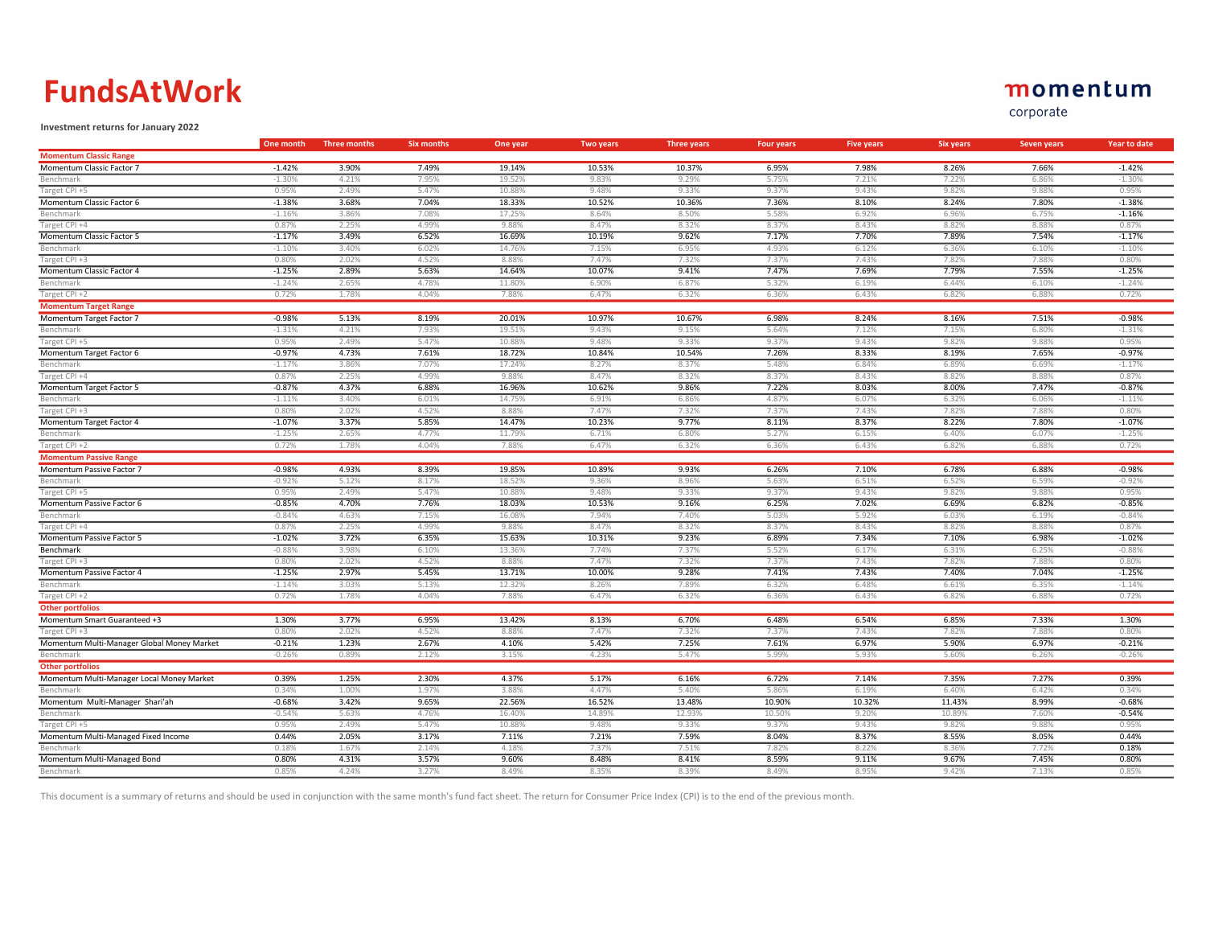# FundsAtWork

momentum
corporate

**Investment returns for January 2022**

| | One month | Three months | Six months | One year | Two years | Three years | Four years | Five years | Six years | Seven years | Year to date |
|---|---|---|---|---|---|---|---|---|---|---|---|
| **Momentum Classic Range** | | | | | | | | | | | |
| Momentum Classic Factor 7 | -1.42% | 3.90% | 7.49% | 19.14% | 10.53% | 10.37% | 6.95% | 7.98% | 8.26% | 7.66% | -1.42% |
| Benchmark | -1.30% | 4.21% | 7.95% | 19.52% | 9.83% | 9.29% | 5.75% | 7.21% | 7.22% | 6.86% | -1.30% |
| Target CPI +5 | 0.95% | 2.49% | 5.47% | 10.88% | 9.48% | 9.33% | 9.37% | 9.43% | 9.82% | 9.88% | 0.95% |
| Momentum Classic Factor 6 | -1.38% | 3.68% | 7.04% | 18.33% | 10.52% | 10.36% | 7.36% | 8.10% | 8.24% | 7.80% | -1.38% |
| Benchmark | -1.16% | 3.86% | 7.08% | 17.25% | 8.64% | 8.50% | 5.58% | 6.92% | 6.96% | 6.75% | -1.16% |
| Target CPI +4 | 0.87% | 2.25% | 4.99% | 9.88% | 8.47% | 8.32% | 8.37% | 8.43% | 8.82% | 8.88% | 0.87% |
| Momentum Classic Factor 5 | -1.17% | 3.49% | 6.52% | 16.69% | 10.19% | 9.62% | 7.17% | 7.70% | 7.89% | 7.54% | -1.17% |
| Benchmark | -1.10% | 3.40% | 6.02% | 14.76% | 7.15% | 6.95% | 4.93% | 6.12% | 6.36% | 6.10% | -1.10% |
| Target CPI +3 | 0.80% | 2.02% | 4.52% | 8.88% | 7.47% | 7.32% | 7.37% | 7.43% | 7.82% | 7.88% | 0.80% |
| Momentum Classic Factor 4 | -1.25% | 2.89% | 5.63% | 14.64% | 10.07% | 9.41% | 7.47% | 7.69% | 7.79% | 7.55% | -1.25% |
| Benchmark | -1.24% | 2.65% | 4.78% | 11.80% | 6.90% | 6.87% | 5.32% | 6.19% | 6.44% | 6.10% | -1.24% |
| Target CPI +2 | 0.72% | 1.78% | 4.04% | 7.88% | 6.47% | 6.32% | 6.36% | 6.43% | 6.82% | 6.88% | 0.72% |
| **Momentum Target Range** | | | | | | | | | | | |
| Momentum Target Factor 7 | -0.98% | 5.13% | 8.19% | 20.01% | 10.97% | 10.67% | 6.98% | 8.24% | 8.16% | 7.51% | -0.98% |
| Benchmark | -1.31% | 4.21% | 7.93% | 19.51% | 9.43% | 9.15% | 5.64% | 7.12% | 7.15% | 6.80% | -1.31% |
| Target CPI +5 | 0.95% | 2.49% | 5.47% | 10.88% | 9.48% | 9.33% | 9.37% | 9.43% | 9.82% | 9.88% | 0.95% |
| Momentum Target Factor 6 | -0.97% | 4.73% | 7.61% | 18.72% | 10.84% | 10.54% | 7.26% | 8.33% | 8.19% | 7.65% | -0.97% |
| Benchmark | -1.17% | 3.86% | 7.07% | 17.24% | 8.27% | 8.37% | 5.48% | 6.84% | 6.89% | 6.69% | -1.17% |
| Target CPI +4 | 0.87% | 2.25% | 4.99% | 9.88% | 8.47% | 8.32% | 8.37% | 8.43% | 8.82% | 8.88% | 0.87% |
| Momentum Target Factor 5 | -0.87% | 4.37% | 6.88% | 16.96% | 10.62% | 9.86% | 7.22% | 8.03% | 8.00% | 7.47% | -0.87% |
| Benchmark | -1.11% | 3.40% | 6.01% | 14.75% | 6.91% | 6.86% | 4.87% | 6.07% | 6.32% | 6.06% | -1.11% |
| Target CPI +3 | 0.80% | 2.02% | 4.52% | 8.88% | 7.47% | 7.32% | 7.37% | 7.43% | 7.82% | 7.88% | 0.80% |
| Momentum Target Factor 4 | -1.07% | 3.37% | 5.85% | 14.47% | 10.23% | 9.77% | 8.11% | 8.37% | 8.22% | 7.80% | -1.07% |
| Benchmark | -1.25% | 2.65% | 4.77% | 11.79% | 6.71% | 6.80% | 5.27% | 6.15% | 6.40% | 6.07% | -1.25% |
| Target CPI +2 | 0.72% | 1.78% | 4.04% | 7.88% | 6.47% | 6.32% | 6.36% | 6.43% | 6.82% | 6.88% | 0.72% |
| **Momentum Passive Range** | | | | | | | | | | | |
| Momentum Passive Factor 7 | -0.98% | 4.93% | 8.39% | 19.85% | 10.89% | 9.93% | 6.26% | 7.10% | 6.78% | 6.88% | -0.98% |
| Benchmark | -0.92% | 5.12% | 8.17% | 18.52% | 9.36% | 8.96% | 5.63% | 6.51% | 6.52% | 6.59% | -0.92% |
| Target CPI +5 | 0.95% | 2.49% | 5.47% | 10.88% | 9.48% | 9.33% | 9.37% | 9.43% | 9.82% | 9.88% | 0.95% |
| Momentum Passive Factor 6 | -0.85% | 4.70% | 7.76% | 18.03% | 10.53% | 9.16% | 6.25% | 7.02% | 6.69% | 6.82% | -0.85% |
| Benchmark | -0.84% | 4.63% | 7.15% | 16.08% | 7.94% | 7.40% | 5.03% | 5.92% | 6.03% | 6.19% | -0.84% |
| Target CPI +4 | 0.87% | 2.25% | 4.99% | 9.88% | 8.47% | 8.32% | 8.37% | 8.43% | 8.82% | 8.88% | 0.87% |
| Momentum Passive Factor 5 | -1.02% | 3.72% | 6.35% | 15.63% | 10.31% | 9.23% | 6.89% | 7.34% | 7.10% | 6.98% | -1.02% |
| Benchmark | -0.88% | 3.98% | 6.10% | 13.36% | 7.74% | 7.37% | 5.52% | 6.17% | 6.31% | 6.25% | -0.88% |
| Target CPI +3 | 0.80% | 2.02% | 4.52% | 8.88% | 7.47% | 7.32% | 7.37% | 7.43% | 7.82% | 7.88% | 0.80% |
| Momentum Passive Factor 4 | -1.25% | 2.97% | 5.45% | 13.71% | 10.00% | 9.28% | 7.41% | 7.43% | 7.40% | 7.04% | -1.25% |
| Benchmark | -1.14% | 3.03% | 5.13% | 12.32% | 8.26% | 7.89% | 6.32% | 6.48% | 6.61% | 6.35% | -1.14% |
| Target CPI +2 | 0.72% | 1.78% | 4.04% | 7.88% | 6.47% | 6.32% | 6.36% | 6.43% | 6.82% | 6.88% | 0.72% |
| **Other portfolios** | | | | | | | | | | | |
| Momentum Smart Guaranteed +3 | 1.30% | 3.77% | 6.95% | 13.42% | 8.13% | 6.70% | 6.48% | 6.54% | 6.85% | 7.33% | 1.30% |
| Target CPI +3 | 0.80% | 2.02% | 4.52% | 8.88% | 7.47% | 7.32% | 7.37% | 7.43% | 7.82% | 7.88% | 0.80% |
| Momentum Multi-Manager Global Money Market | -0.21% | 1.23% | 2.67% | 4.10% | 5.42% | 7.25% | 7.61% | 6.97% | 5.90% | 6.97% | -0.21% |
| Benchmark | -0.26% | 0.89% | 2.12% | 3.15% | 4.23% | 5.47% | 5.99% | 5.93% | 5.60% | 6.26% | -0.26% |
| **Other portfolios** | | | | | | | | | | | |
| Momentum Multi-Manager Local Money Market | 0.39% | 1.25% | 2.30% | 4.37% | 5.17% | 6.16% | 6.72% | 7.14% | 7.35% | 7.27% | 0.39% |
| Benchmark | 0.34% | 1.00% | 1.97% | 3.88% | 4.47% | 5.40% | 5.86% | 6.19% | 6.40% | 6.42% | 0.34% |
| Momentum Multi-Manager Shari'ah | -0.68% | 3.42% | 9.65% | 22.56% | 16.52% | 13.48% | 10.90% | 10.32% | 11.43% | 8.99% | -0.68% |
| Benchmark | -0.54% | 5.63% | 4.76% | 16.40% | 14.89% | 12.93% | 10.50% | 9.20% | 10.89% | 7.60% | -0.54% |
| Target CPI +5 | 0.95% | 2.49% | 5.47% | 10.88% | 9.48% | 9.33% | 9.37% | 9.43% | 9.82% | 9.88% | 0.95% |
| Momentum Multi-Managed Fixed Income | 0.44% | 2.05% | 3.17% | 7.11% | 7.21% | 7.59% | 8.04% | 8.37% | 8.55% | 8.05% | 0.44% |
| Benchmark | 0.18% | 1.67% | 2.14% | 4.18% | 7.37% | 7.51% | 7.82% | 8.22% | 8.36% | 7.72% | 0.18% |
| Momentum Multi-Managed Bond | 0.80% | 4.31% | 3.57% | 9.60% | 8.48% | 8.41% | 8.59% | 9.11% | 9.67% | 7.45% | 0.80% |
| Benchmark | 0.85% | 4.24% | 3.27% | 8.49% | 8.35% | 8.39% | 8.49% | 8.95% | 9.42% | 7.13% | 0.85% |

This document is a summary of returns and should be used in conjunction with the same month's fund fact sheet. The return for Consumer Price Index (CPI) is to the end of the previous month.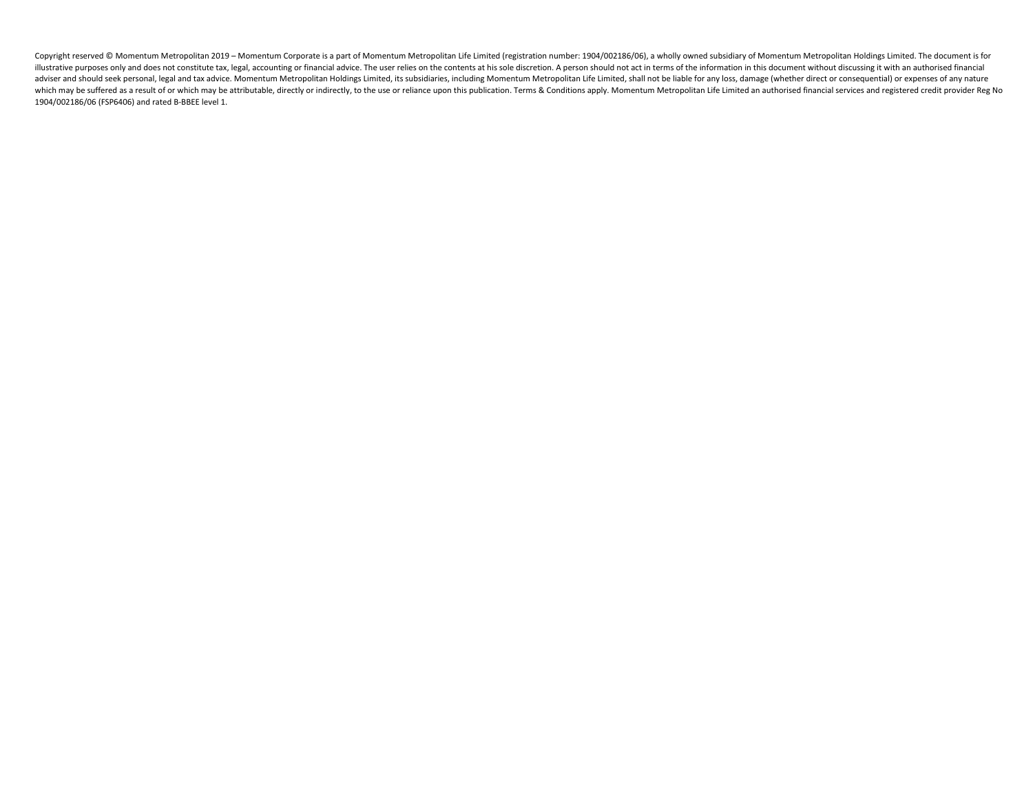Copyright reserved © Momentum Metropolitan 2019 – Momentum Corporate is a part of Momentum Metropolitan Life Limited (registration number: 1904/002186/06), a wholly owned subsidiary of Momentum Metropolitan Holdings Limited. The document is for illustrative purposes only and does not constitute tax, legal, accounting or financial advice. The user relies on the contents at his sole discretion. A person should not act in terms of the information in this document without discussing it with an authorised financial adviser and should seek personal, legal and tax advice. Momentum Metropolitan Holdings Limited, its subsidiaries, including Momentum Metropolitan Life Limited, shall not be liable for any loss, damage (whether direct or consequential) or expenses of any nature which may be suffered as a result of or which may be attributable, directly or indirectly, to the use or reliance upon this publication. Terms & Conditions apply. Momentum Metropolitan Life Limited an authorised financial services and registered credit provider Reg No 1904/002186/06 (FSP6406) and rated B-BBEE level 1.